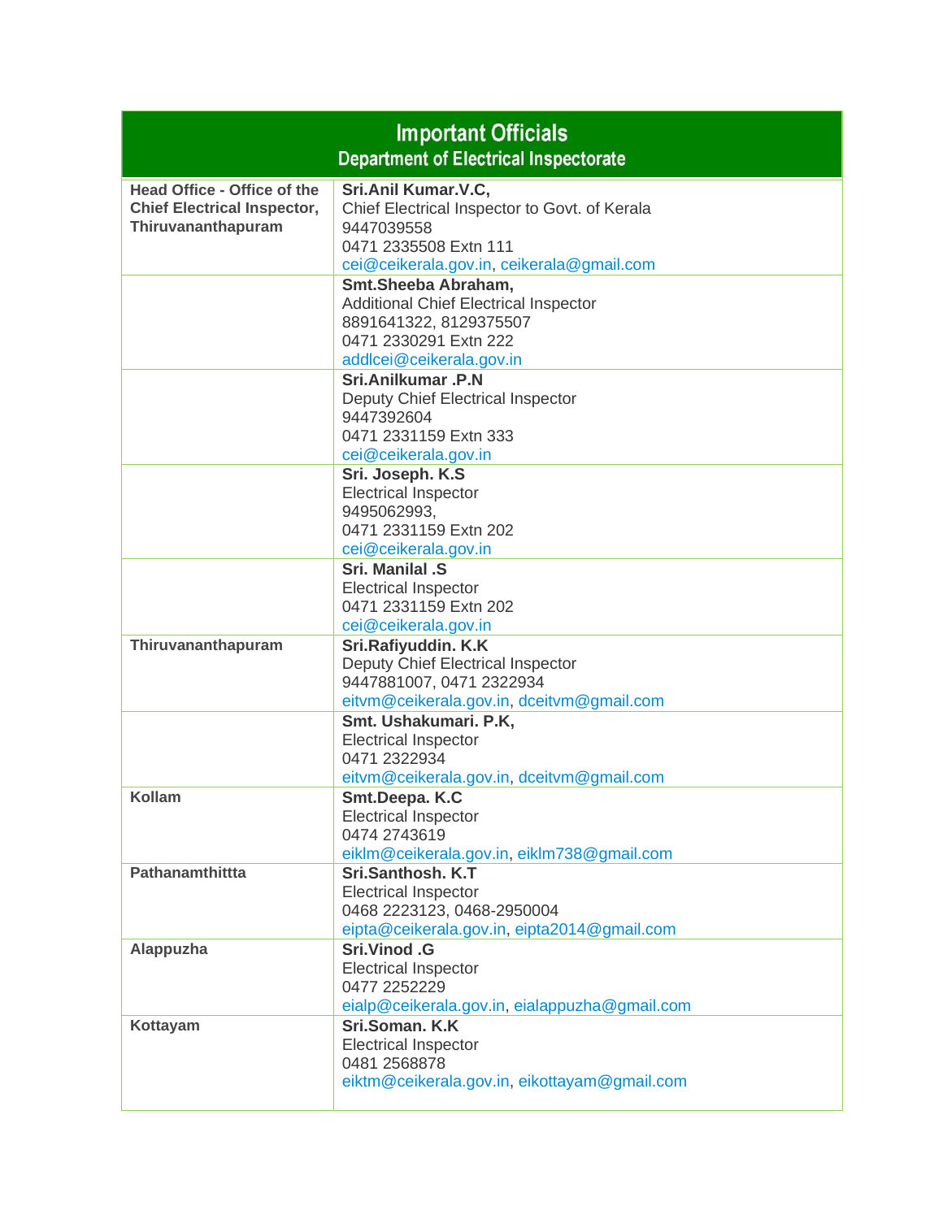# Important Officials

## Department of Electrical Inspectorate

| Office | Official |
|---|---|
| **Head Office - Office of the Chief Electrical Inspector, Thiruvananthapuram** | **Sri.Anil Kumar.V.C,**<br>Chief Electrical Inspector to Govt. of Kerala<br>9447039558<br>0471 2335508 Extn 111<br>cei@ceikerala.gov.in, ceikerala@gmail.com |
| | **Smt.Sheeba Abraham,**<br>Additional Chief Electrical Inspector<br>8891641322, 8129375507<br>0471 2330291 Extn 222<br>addlcei@ceikerala.gov.in |
| | **Sri.Anilkumar .P.N**<br>Deputy Chief Electrical Inspector<br>9447392604<br>0471 2331159 Extn 333<br>cei@ceikerala.gov.in |
| | **Sri. Joseph. K.S**<br>Electrical Inspector<br>9495062993,<br>0471 2331159 Extn 202<br>cei@ceikerala.gov.in |
| | **Sri. Manilal .S**<br>Electrical Inspector<br>0471 2331159 Extn 202<br>cei@ceikerala.gov.in |
| **Thiruvananthapuram** | **Sri.Rafiyuddin. K.K**<br>Deputy Chief Electrical Inspector<br>9447881007, 0471 2322934<br>eitvm@ceikerala.gov.in, dceitvm@gmail.com |
| | **Smt. Ushakumari. P.K,**<br>Electrical Inspector<br>0471 2322934<br>eitvm@ceikerala.gov.in, dceitvm@gmail.com |
| **Kollam** | **Smt.Deepa. K.C**<br>Electrical Inspector<br>0474 2743619<br>eiklm@ceikerala.gov.in, eiklm738@gmail.com |
| **Pathanamthittta** | **Sri.Santhosh. K.T**<br>Electrical Inspector<br>0468 2223123, 0468-2950004<br>eipta@ceikerala.gov.in, eipta2014@gmail.com |
| **Alappuzha** | **Sri.Vinod .G**<br>Electrical Inspector<br>0477 2252229<br>eialp@ceikerala.gov.in, eialappuzha@gmail.com |
| **Kottayam** | **Sri.Soman. K.K**<br>Electrical Inspector<br>0481 2568878<br>eiktm@ceikerala.gov.in, eikottayam@gmail.com |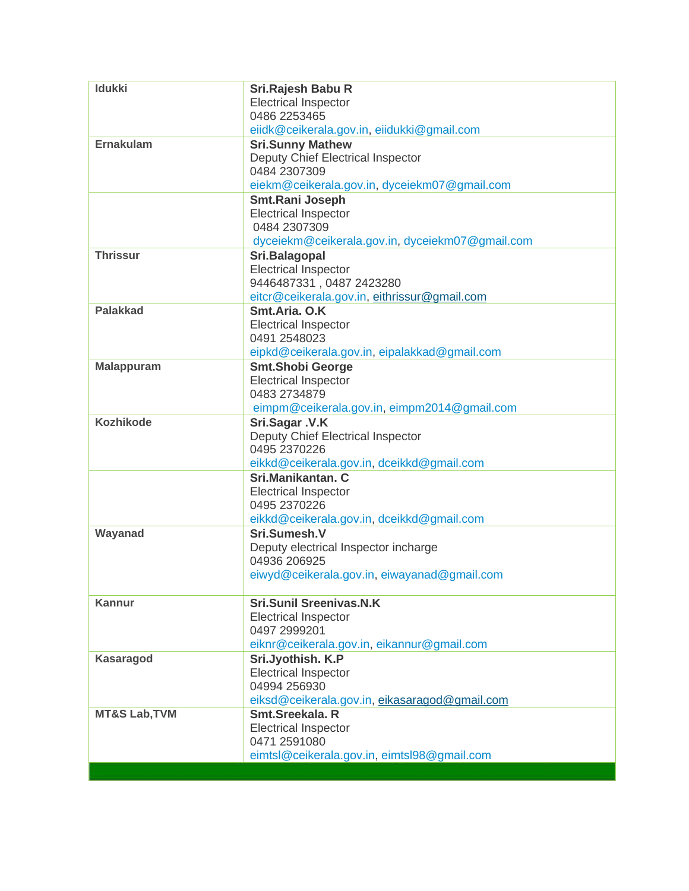| | |
|---|---|
| **Idukki** | **Sri.Rajesh Babu R**<br>Electrical Inspector<br>0486 2253465<br>eiidk@ceikerala.gov.in, eiidukki@gmail.com |
| **Ernakulam** | **Sri.Sunny Mathew**<br>Deputy Chief Electrical Inspector<br>0484 2307309<br>eiekm@ceikerala.gov.in, dyceiekm07@gmail.com |
| | **Smt.Rani Joseph**<br>Electrical Inspector<br>0484 2307309<br>dyceiekm@ceikerala.gov.in, dyceiekm07@gmail.com |
| **Thrissur** | **Sri.Balagopal**<br>Electrical Inspector<br>9446487331 , 0487 2423280<br>eitcr@ceikerala.gov.in, eithrissur@gmail.com |
| **Palakkad** | **Smt.Aria. O.K**<br>Electrical Inspector<br>0491 2548023<br>eipkd@ceikerala.gov.in, eipalakkad@gmail.com |
| **Malappuram** | **Smt.Shobi George**<br>Electrical Inspector<br>0483 2734879<br>eimpm@ceikerala.gov.in, eimpm2014@gmail.com |
| **Kozhikode** | **Sri.Sagar .V.K**<br>Deputy Chief Electrical Inspector<br>0495 2370226<br>eikkd@ceikerala.gov.in, dceikkd@gmail.com |
| | **Sri.Manikantan. C**<br>Electrical Inspector<br>0495 2370226<br>eikkd@ceikerala.gov.in, dceikkd@gmail.com |
| **Wayanad** | **Sri.Sumesh.V**<br>Deputy electrical Inspector incharge<br>04936 206925<br>eiwyd@ceikerala.gov.in, eiwayanad@gmail.com |
| **Kannur** | **Sri.Sunil Sreenivas.N.K**<br>Electrical Inspector<br>0497 2999201<br>eiknr@ceikerala.gov.in, eikannur@gmail.com |
| **Kasaragod** | **Sri.Jyothish. K.P**<br>Electrical Inspector<br>04994 256930<br>eiksd@ceikerala.gov.in, eikasaragod@gmail.com |
| **MT&S Lab,TVM** | **Smt.Sreekala. R**<br>Electrical Inspector<br>0471 2591080<br>eimtsl@ceikerala.gov.in, eimtsl98@gmail.com |